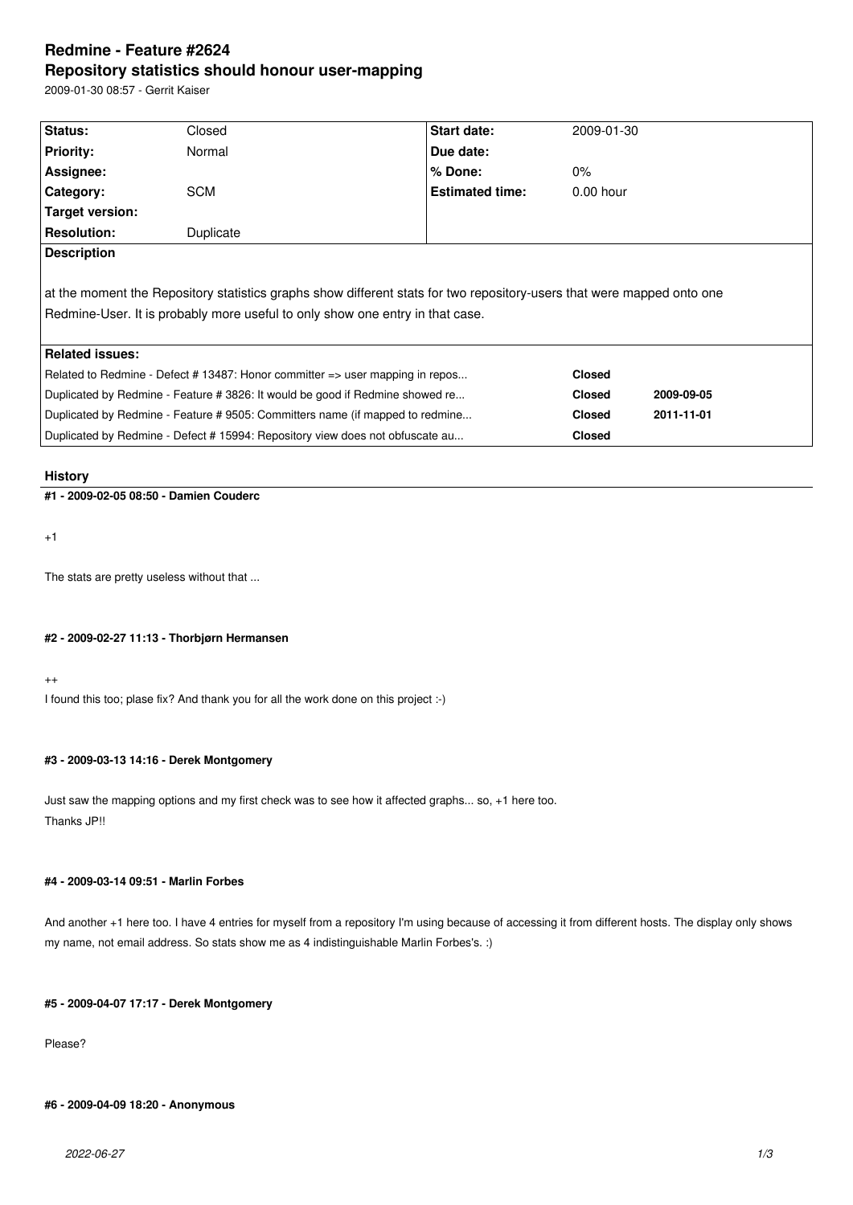# Redmine - Feature #2624

# Repository statistics should honour user-mapping

2009-01-30 08:57 - Gerrit Kaiser

| | | | |
|---|---|---|---|
| **Status:** | Closed | **Start date:** | 2009-01-30 |
| **Priority:** | Normal | **Due date:** | |
| **Assignee:** | | **% Done:** | 0% |
| **Category:** | SCM | **Estimated time:** | 0.00 hour |
| **Target version:** | | | |
| **Resolution:** | Duplicate | | |

**Description**

at the moment the Repository statistics graphs show different stats for two repository-users that were mapped onto one Redmine-User. It is probably more useful to only show one entry in that case.

**Related issues:**

| | | |
|---|---|---|
| Related to Redmine - Defect # 13487: Honor committer => user mapping in repos... | **Closed** | |
| Duplicated by Redmine - Feature # 3826: It would be good if Redmine showed re... | **Closed** | **2009-09-05** |
| Duplicated by Redmine - Feature # 9505: Committers name (if mapped to redmine... | **Closed** | **2011-11-01** |
| Duplicated by Redmine - Defect # 15994: Repository view does not obfuscate au... | **Closed** | |

## History

#### #1 - 2009-02-05 08:50 - Damien Couderc

+1

The stats are pretty useless without that ...

#### #2 - 2009-02-27 11:13 - Thorbjørn Hermansen

++
I found this too; plase fix? And thank you for all the work done on this project :-)

#### #3 - 2009-03-13 14:16 - Derek Montgomery

Just saw the mapping options and my first check was to see how it affected graphs... so, +1 here too.
Thanks JP!!

#### #4 - 2009-03-14 09:51 - Marlin Forbes

And another +1 here too. I have 4 entries for myself from a repository I'm using because of accessing it from different hosts. The display only shows my name, not email address. So stats show me as 4 indistinguishable Marlin Forbes's. :)

#### #5 - 2009-04-07 17:17 - Derek Montgomery

Please?

#### #6 - 2009-04-09 18:20 - Anonymous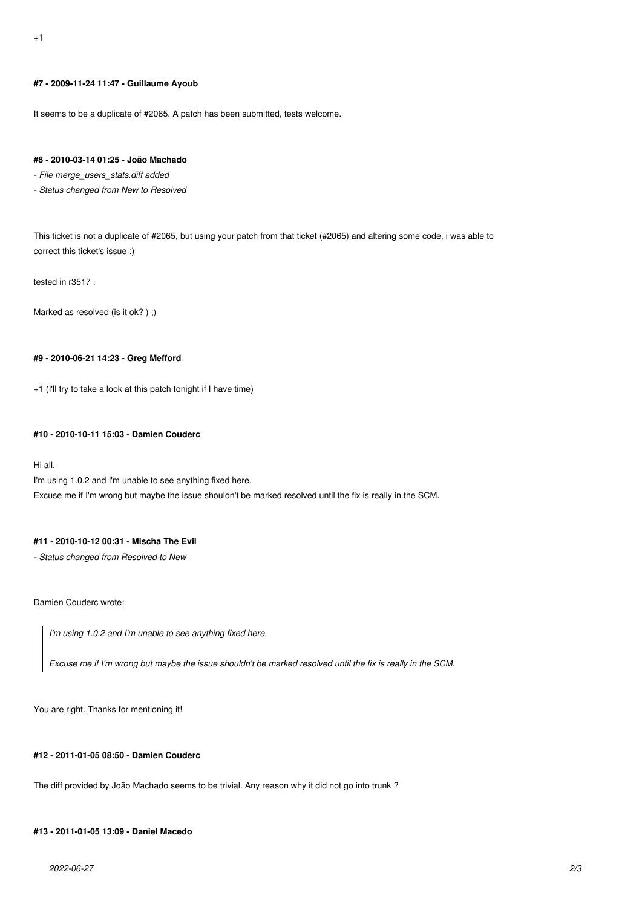+1

#### #7 - 2009-11-24 11:47 - Guillaume Ayoub

It seems to be a duplicate of #2065. A patch has been submitted, tests welcome.

#### #8 - 2010-03-14 01:25 - João Machado

- *File merge_users_stats.diff added*
- *Status changed from New to Resolved*

This ticket is not a duplicate of #2065, but using your patch from that ticket (#2065) and altering some code, i was able to correct this ticket's issue ;)

tested in r3517 .

Marked as resolved (is it ok? ) ;)

#### #9 - 2010-06-21 14:23 - Greg Mefford

+1 (I'll try to take a look at this patch tonight if I have time)

#### #10 - 2010-10-11 15:03 - Damien Couderc

Hi all,
I'm using 1.0.2 and I'm unable to see anything fixed here.
Excuse me if I'm wrong but maybe the issue shouldn't be marked resolved until the fix is really in the SCM.

#### #11 - 2010-10-12 00:31 - Mischa The Evil

- *Status changed from Resolved to New*

Damien Couderc wrote:

> *I'm using 1.0.2 and I'm unable to see anything fixed here.*
>
> *Excuse me if I'm wrong but maybe the issue shouldn't be marked resolved until the fix is really in the SCM.*

You are right. Thanks for mentioning it!

#### #12 - 2011-01-05 08:50 - Damien Couderc

The diff provided by João Machado seems to be trivial. Any reason why it did not go into trunk ?

#### #13 - 2011-01-05 13:09 - Daniel Macedo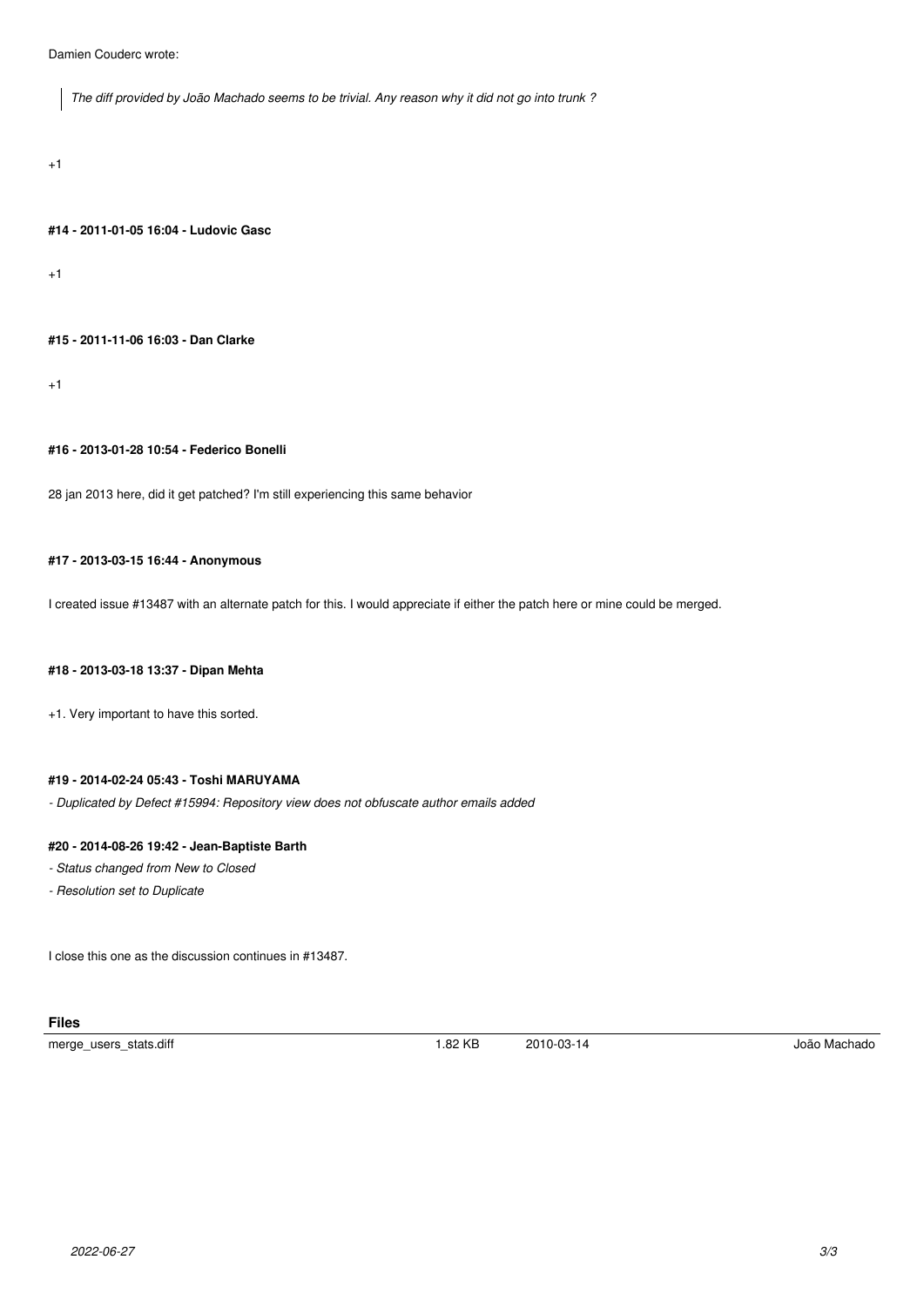Damien Couderc wrote:

> *The diff provided by João Machado seems to be trivial. Any reason why it did not go into trunk ?*

+1

#### #14 - 2011-01-05 16:04 - Ludovic Gasc

+1

#### #15 - 2011-11-06 16:03 - Dan Clarke

+1

#### #16 - 2013-01-28 10:54 - Federico Bonelli

28 jan 2013 here, did it get patched? I'm still experiencing this same behavior

#### #17 - 2013-03-15 16:44 - Anonymous

I created issue #13487 with an alternate patch for this. I would appreciate if either the patch here or mine could be merged.

#### #18 - 2013-03-18 13:37 - Dipan Mehta

+1. Very important to have this sorted.

#### #19 - 2014-02-24 05:43 - Toshi MARUYAMA

*- Duplicated by Defect #15994: Repository view does not obfuscate author emails added*

#### #20 - 2014-08-26 19:42 - Jean-Baptiste Barth

*- Status changed from New to Closed*

*- Resolution set to Duplicate*

I close this one as the discussion continues in #13487.

#### Files

| | | | |
|---|---|---|---|
| merge_users_stats.diff | 1.82 KB | 2010-03-14 | João Machado |